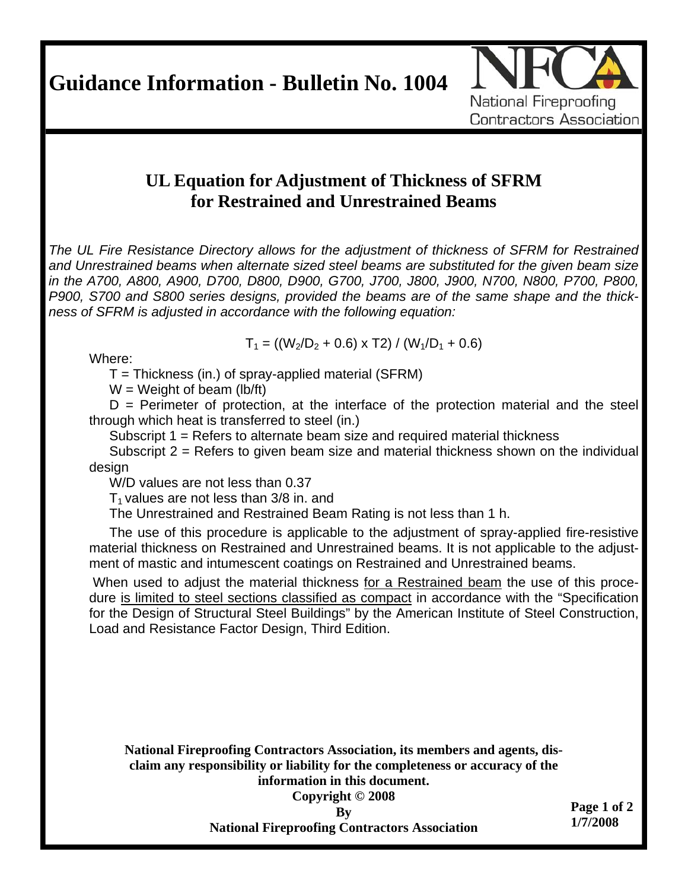# Guidance Information - Bulletin No. 1004

National Fireproofing Contractors Association

## UL Equation for Adjustment of Thickness of SFRM for Restrained and Unrestrained Beams

*The UL Fire Resistance Directory allows for the adjustment of thickness of SFRM for Restrained and Unrestrained beams when alternate sized steel beams are substituted for the given beam size in the A700, A800, A900, D700, D800, D900, G700, J700, J800, J900, N700, N800, P700, P800, P900, S700 and S800 series designs, provided the beams are of the same shape and the thickness of SFRM is adjusted in accordance with the following equation:*

$$T_1 = ((W_2/D_2 + 0.6) \times T2) / (W_1/D_1 + 0.6)$$

Where:

T = Thickness (in.) of spray-applied material (SFRM)

W = Weight of beam (lb/ft)

D = Perimeter of protection, at the interface of the protection material and the steel through which heat is transferred to steel (in.)

Subscript 1 = Refers to alternate beam size and required material thickness

Subscript 2 = Refers to given beam size and material thickness shown on the individual design

W/D values are not less than 0.37

$T_1$ values are not less than 3/8 in. and

The Unrestrained and Restrained Beam Rating is not less than 1 h.

The use of this procedure is applicable to the adjustment of spray-applied fire-resistive material thickness on Restrained and Unrestrained beams. It is not applicable to the adjustment of mastic and intumescent coatings on Restrained and Unrestrained beams.

When used to adjust the material thickness for a Restrained beam the use of this procedure is limited to steel sections classified as compact in accordance with the "Specification for the Design of Structural Steel Buildings" by the American Institute of Steel Construction, Load and Resistance Factor Design, Third Edition.

**National Fireproofing Contractors Association, its members and agents, disclaim any responsibility or liability for the completeness or accuracy of the information in this document.**

**Copyright © 2008**

**By**

**National Fireproofing Contractors Association**

**1/7/2008**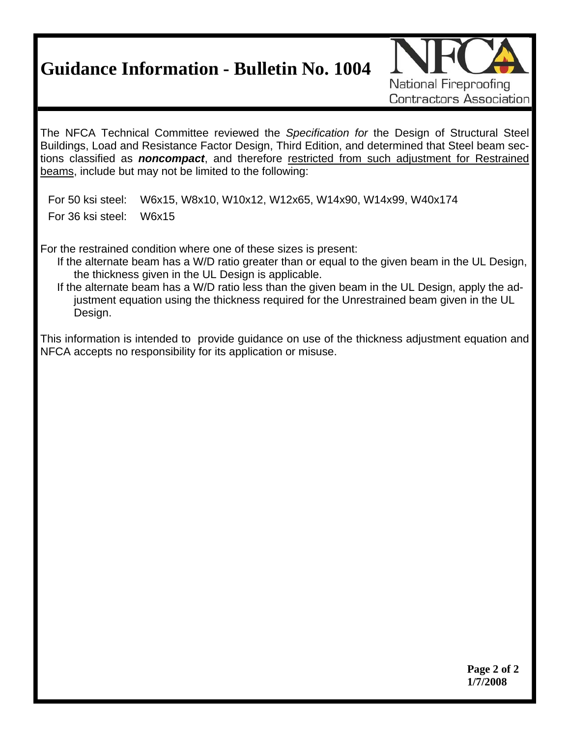# Guidance Information - Bulletin No. 1004

National Fireproofing Contractors Association

The NFCA Technical Committee reviewed the *Specification for* the Design of Structural Steel Buildings, Load and Resistance Factor Design, Third Edition, and determined that Steel beam sections classified as ***noncompact***, and therefore <u>restricted from such adjustment for Restrained beams</u>, include but may not be limited to the following:

For 50 ksi steel: W6x15, W8x10, W10x12, W12x65, W14x90, W14x99, W40x174

For 36 ksi steel: W6x15

For the restrained condition where one of these sizes is present:

- If the alternate beam has a W/D ratio greater than or equal to the given beam in the UL Design, the thickness given in the UL Design is applicable.
- If the alternate beam has a W/D ratio less than the given beam in the UL Design, apply the adjustment equation using the thickness required for the Unrestrained beam given in the UL Design.

This information is intended to provide guidance on use of the thickness adjustment equation and NFCA accepts no responsibility for its application or misuse.

1/7/2008